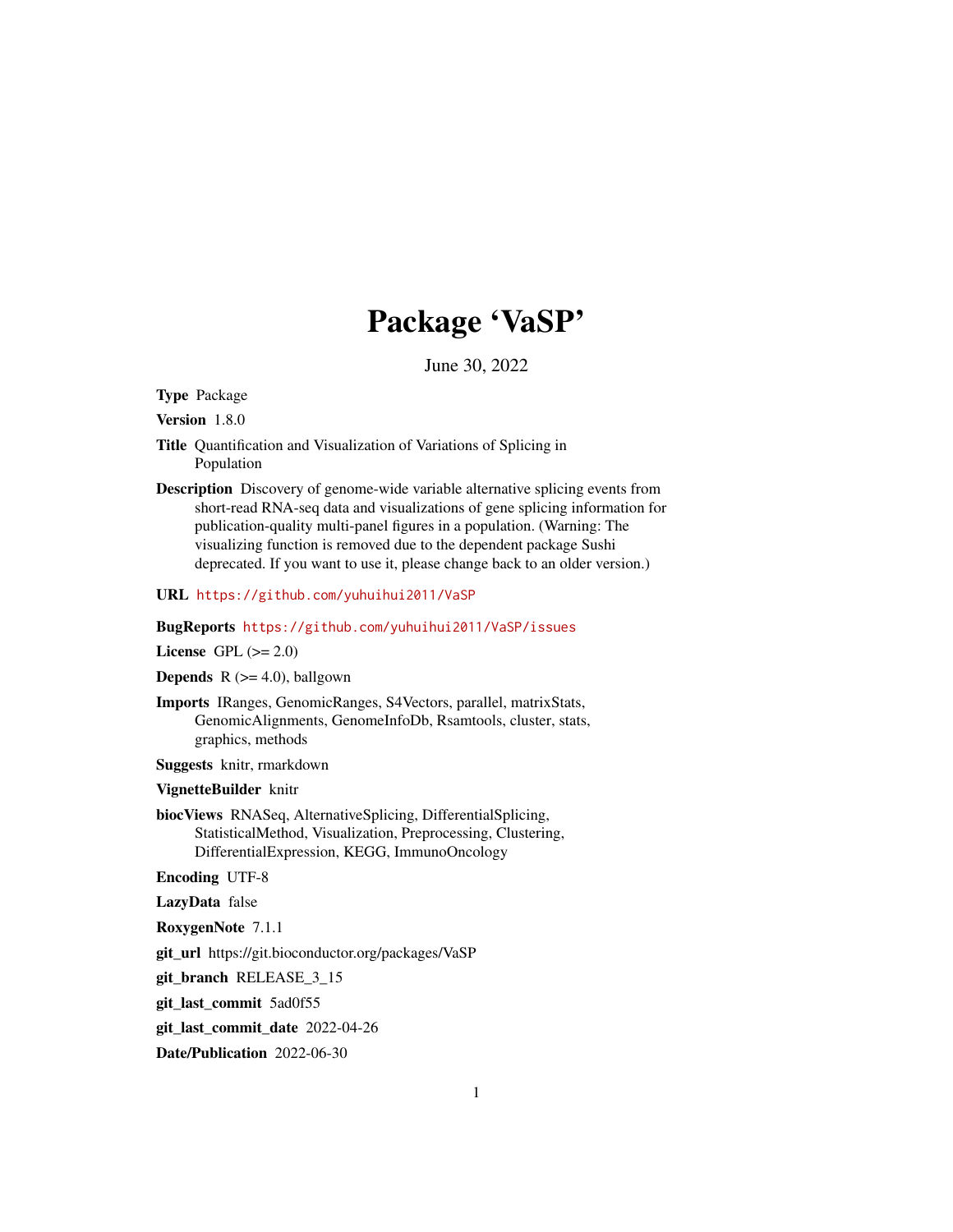# Package 'VaSP'

June 30, 2022

**Type** Package

**Version** 1.8.0

**Title** Quantification and Visualization of Variations of Splicing in Population

**Description** Discovery of genome-wide variable alternative splicing events from short-read RNA-seq data and visualizations of gene splicing information for publication-quality multi-panel figures in a population. (Warning: The visualizing function is removed due to the dependent package Sushi deprecated. If you want to use it, please change back to an older version.)

**URL** https://github.com/yuhuihui2011/VaSP

**BugReports** https://github.com/yuhuihui2011/VaSP/issues

**License** GPL (>= 2.0)

**Depends** R (>= 4.0), ballgown

**Imports** IRanges, GenomicRanges, S4Vectors, parallel, matrixStats, GenomicAlignments, GenomeInfoDb, Rsamtools, cluster, stats, graphics, methods

**Suggests** knitr, rmarkdown

**VignetteBuilder** knitr

**biocViews** RNASeq, AlternativeSplicing, DifferentialSplicing, StatisticalMethod, Visualization, Preprocessing, Clustering, DifferentialExpression, KEGG, ImmunoOncology

**Encoding** UTF-8

**LazyData** false

**RoxygenNote** 7.1.1

**git_url** https://git.bioconductor.org/packages/VaSP

**git_branch** RELEASE_3_15

**git_last_commit** 5ad0f55

**git_last_commit_date** 2022-04-26

**Date/Publication** 2022-06-30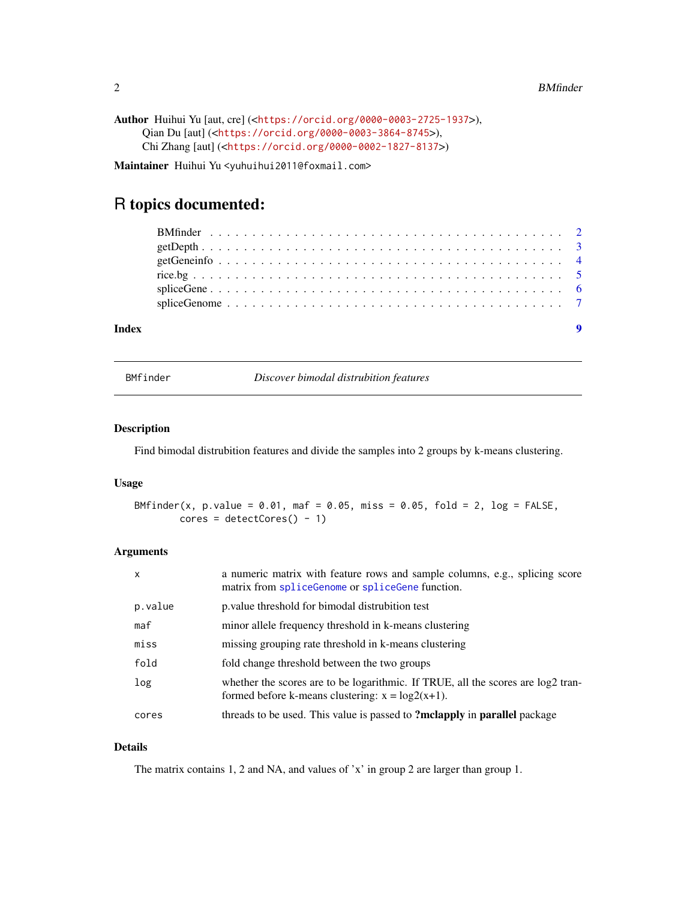**Author** Huihui Yu [aut, cre] (<https://orcid.org/0000-0003-2725-1937>),
Qian Du [aut] (<https://orcid.org/0000-0003-3864-8745>),
Chi Zhang [aut] (<https://orcid.org/0000-0002-1827-8137>)

**Maintainer** Huihui Yu <yuhuihui2011@foxmail.com>

# R topics documented:

| | |
|---|---|
| BMfinder | 2 |
| getDepth | 3 |
| getGeneinfo | 4 |
| rice.bg | 5 |
| spliceGene | 6 |
| spliceGenome | 7 |
| **Index** | **9** |

---

## BMfinder — *Discover bimodal distrubition features*

### Description

Find bimodal distrubition features and divide the samples into 2 groups by k-means clustering.

### Usage

```
BMfinder(x, p.value = 0.01, maf = 0.05, miss = 0.05, fold = 2, log = FALSE,
        cores = detectCores() - 1)
```

### Arguments

| | |
|---|---|
| `x` | a numeric matrix with feature rows and sample columns, e.g., splicing score matrix from `spliceGenome` or `spliceGene` function. |
| `p.value` | p.value threshold for bimodal distrubition test |
| `maf` | minor allele frequency threshold in k-means clustering |
| `miss` | missing grouping rate threshold in k-means clustering |
| `fold` | fold change threshold between the two groups |
| `log` | whether the scores are to be logarithmic. If TRUE, all the scores are log2 transformed before k-means clustering: x = log2(x+1). |
| `cores` | threads to be used. This value is passed to **?mclapply** in **parallel** package |

### Details

The matrix contains 1, 2 and NA, and values of 'x' in group 2 are larger than group 1.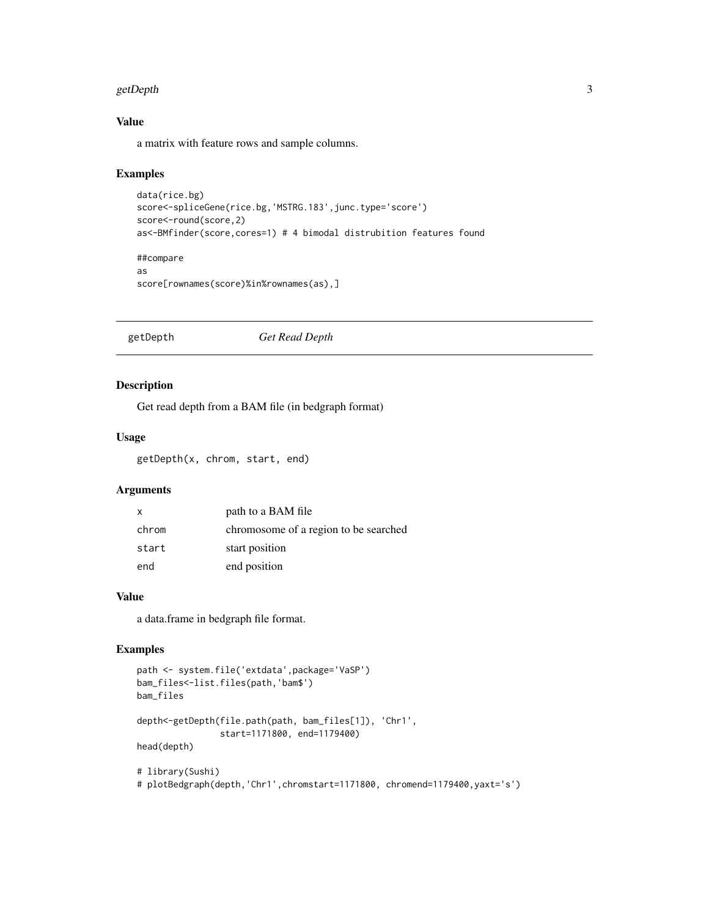### Value

a matrix with feature rows and sample columns.

### Examples

```
data(rice.bg)
score<-spliceGene(rice.bg,'MSTRG.183',junc.type='score')
score<-round(score,2)
as<-BMfinder(score,cores=1) # 4 bimodal distrubition features found

##compare
as
score[rownames(score)%in%rownames(as),]
```

---

## getDepth *Get Read Depth*

---

### Description

Get read depth from a BAM file (in bedgraph format)

### Usage

```
getDepth(x, chrom, start, end)
```

### Arguments

| | |
|---|---|
| x | path to a BAM file |
| chrom | chromosome of a region to be searched |
| start | start position |
| end | end position |

### Value

a data.frame in bedgraph file format.

### Examples

```
path <- system.file('extdata',package='VaSP')
bam_files<-list.files(path,'bam$')
bam_files

depth<-getDepth(file.path(path, bam_files[1]), 'Chr1',
                start=1171800, end=1179400)
head(depth)

# library(Sushi)
# plotBedgraph(depth,'Chr1',chromstart=1171800, chromend=1179400,yaxt='s')
```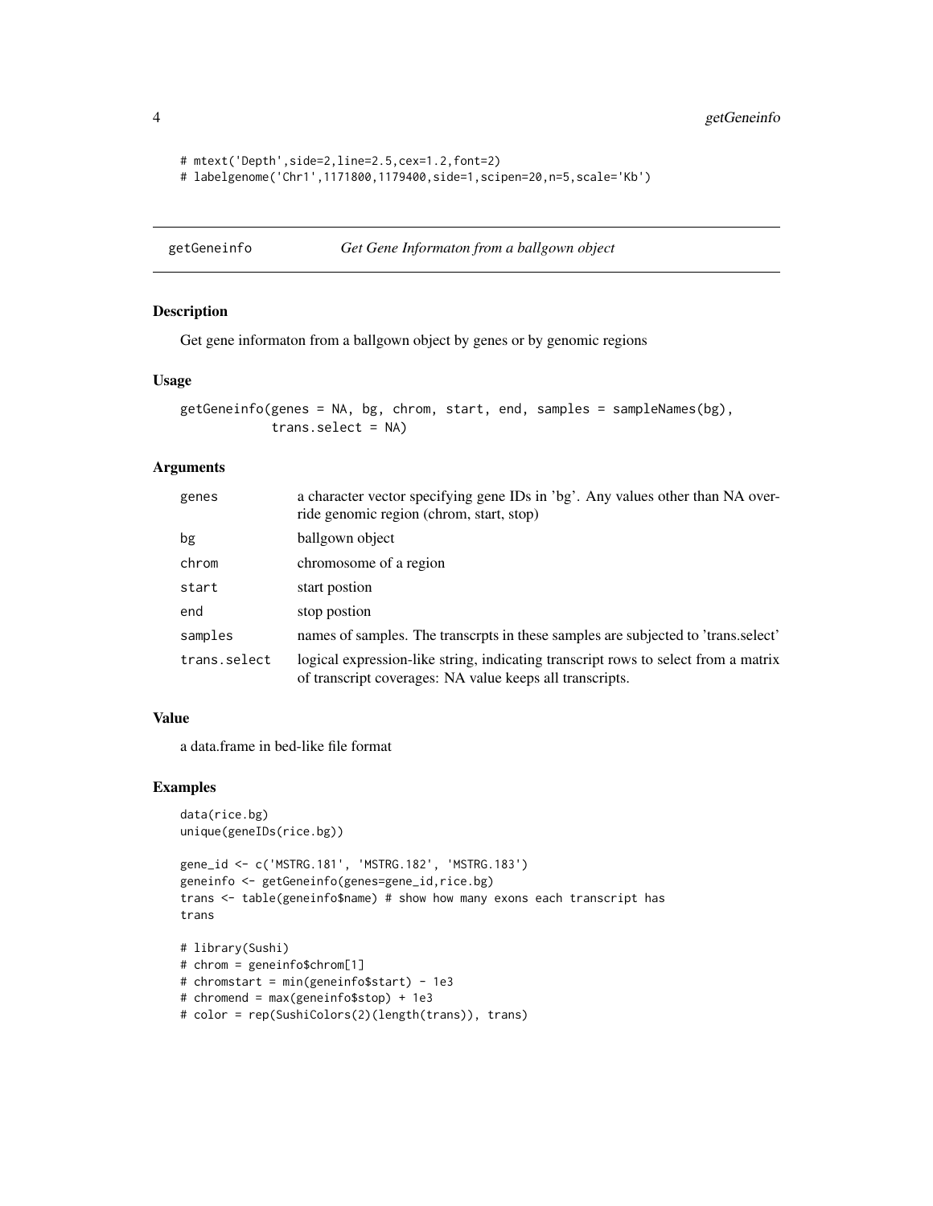```
# mtext('Depth',side=2,line=2.5,cex=1.2,font=2)
# labelgenome('Chr1',1171800,1179400,side=1,scipen=20,n=5,scale='Kb')
```

## getGeneinfo *Get Gene Informaton from a ballgown object*

### Description

Get gene informaton from a ballgown object by genes or by genomic regions

### Usage

```
getGeneinfo(genes = NA, bg, chrom, start, end, samples = sampleNames(bg),
            trans.select = NA)
```

### Arguments

| | |
|---|---|
| genes | a character vector specifying gene IDs in 'bg'. Any values other than NA override genomic region (chrom, start, stop) |
| bg | ballgown object |
| chrom | chromosome of a region |
| start | start postion |
| end | stop postion |
| samples | names of samples. The transcrpts in these samples are subjected to 'trans.select' |
| trans.select | logical expression-like string, indicating transcript rows to select from a matrix of transcript coverages: NA value keeps all transcripts. |

### Value

a data.frame in bed-like file format

### Examples

```
data(rice.bg)
unique(geneIDs(rice.bg))

gene_id <- c('MSTRG.181', 'MSTRG.182', 'MSTRG.183')
geneinfo <- getGeneinfo(genes=gene_id,rice.bg)
trans <- table(geneinfo$name) # show how many exons each transcript has
trans

# library(Sushi)
# chrom = geneinfo$chrom[1]
# chromstart = min(geneinfo$start) - 1e3
# chromend = max(geneinfo$stop) + 1e3
# color = rep(SushiColors(2)(length(trans)), trans)
```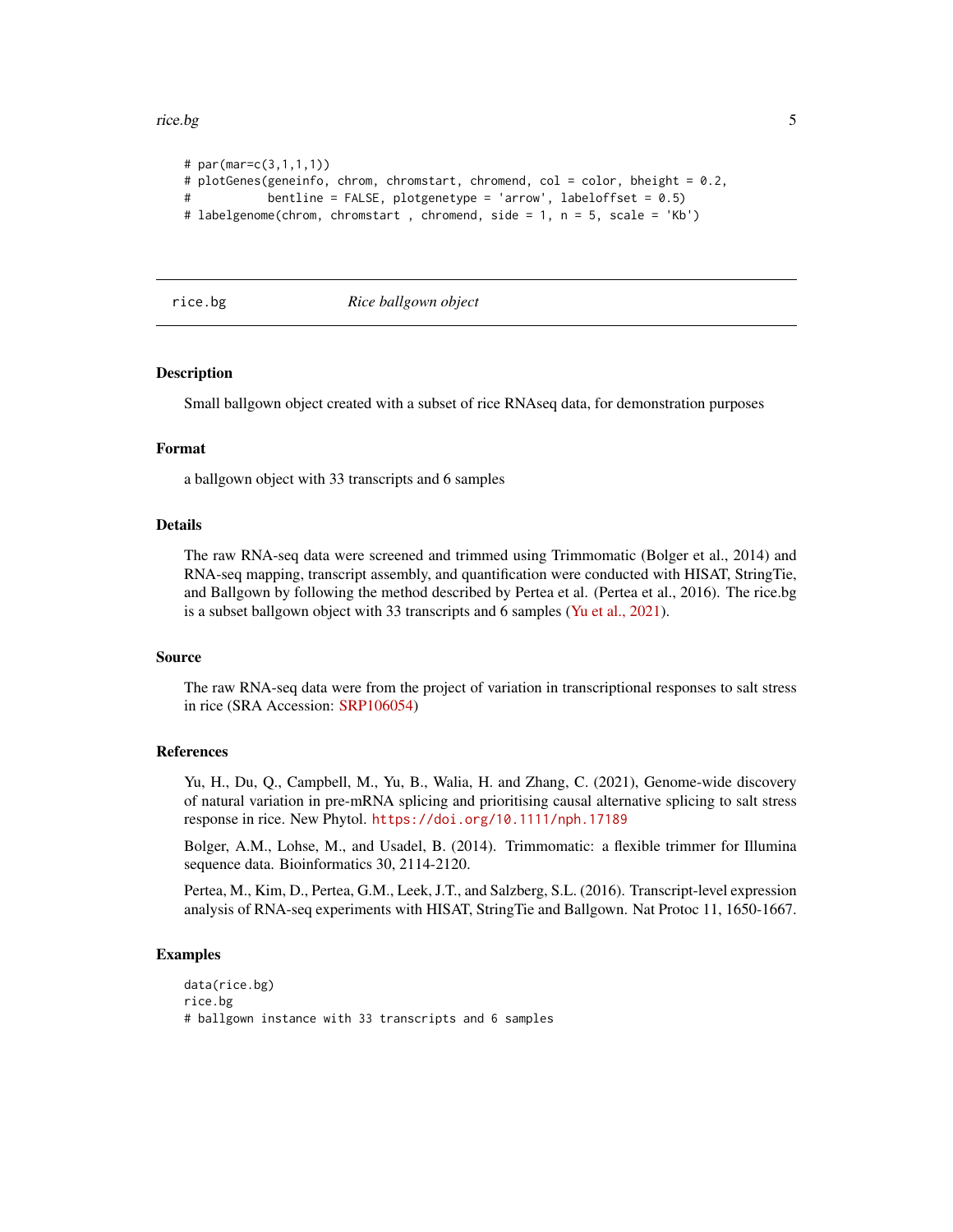```
# par(mar=c(3,1,1,1))
# plotGenes(geneinfo, chrom, chromstart, chromend, col = color, bheight = 0.2,
#           bentline = FALSE, plotgenetype = 'arrow', labeloffset = 0.5)
# labelgenome(chrom, chromstart , chromend, side = 1, n = 5, scale = 'Kb')
```

## rice.bg    *Rice ballgown object*

### Description

Small ballgown object created with a subset of rice RNAseq data, for demonstration purposes

### Format

a ballgown object with 33 transcripts and 6 samples

### Details

The raw RNA-seq data were screened and trimmed using Trimmomatic (Bolger et al., 2014) and RNA-seq mapping, transcript assembly, and quantification were conducted with HISAT, StringTie, and Ballgown by following the method described by Pertea et al. (Pertea et al., 2016). The rice.bg is a subset ballgown object with 33 transcripts and 6 samples (Yu et al., 2021).

### Source

The raw RNA-seq data were from the project of variation in transcriptional responses to salt stress in rice (SRA Accession: SRP106054)

### References

Yu, H., Du, Q., Campbell, M., Yu, B., Walia, H. and Zhang, C. (2021), Genome-wide discovery of natural variation in pre-mRNA splicing and prioritising causal alternative splicing to salt stress response in rice. New Phytol. https://doi.org/10.1111/nph.17189

Bolger, A.M., Lohse, M., and Usadel, B. (2014). Trimmomatic: a flexible trimmer for Illumina sequence data. Bioinformatics 30, 2114-2120.

Pertea, M., Kim, D., Pertea, G.M., Leek, J.T., and Salzberg, S.L. (2016). Transcript-level expression analysis of RNA-seq experiments with HISAT, StringTie and Ballgown. Nat Protoc 11, 1650-1667.

### Examples

```
data(rice.bg)
rice.bg
# ballgown instance with 33 transcripts and 6 samples
```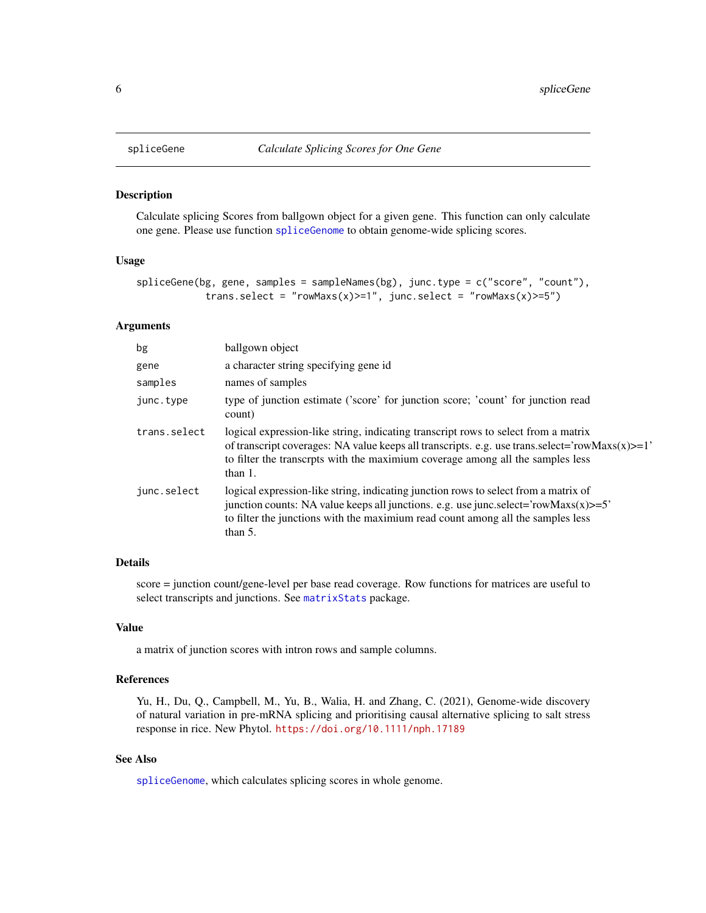## spliceGene — *Calculate Splicing Scores for One Gene*

### Description

Calculate splicing Scores from ballgown object for a given gene. This function can only calculate one gene. Please use function `spliceGenome` to obtain genome-wide splicing scores.

### Usage

```
spliceGene(bg, gene, samples = sampleNames(bg), junc.type = c("score", "count"),
           trans.select = "rowMaxs(x)>=1", junc.select = "rowMaxs(x)>=5")
```

### Arguments

| | |
|---|---|
| `bg` | ballgown object |
| `gene` | a character string specifying gene id |
| `samples` | names of samples |
| `junc.type` | type of junction estimate ('score' for junction score; 'count' for junction read count) |
| `trans.select` | logical expression-like string, indicating transcript rows to select from a matrix of transcript coverages: NA value keeps all transcripts. e.g. use trans.select='rowMaxs(x)>=1' to filter the transcrpts with the maximium coverage among all the samples less than 1. |
| `junc.select` | logical expression-like string, indicating junction rows to select from a matrix of junction counts: NA value keeps all junctions. e.g. use junc.select='rowMaxs(x)>=5' to filter the junctions with the maximium read count among all the samples less than 5. |

### Details

score = junction count/gene-level per base read coverage. Row functions for matrices are useful to select transcripts and junctions. See `matrixStats` package.

### Value

a matrix of junction scores with intron rows and sample columns.

### References

Yu, H., Du, Q., Campbell, M., Yu, B., Walia, H. and Zhang, C. (2021), Genome-wide discovery of natural variation in pre-mRNA splicing and prioritising causal alternative splicing to salt stress response in rice. New Phytol. https://doi.org/10.1111/nph.17189

### See Also

`spliceGenome`, which calculates splicing scores in whole genome.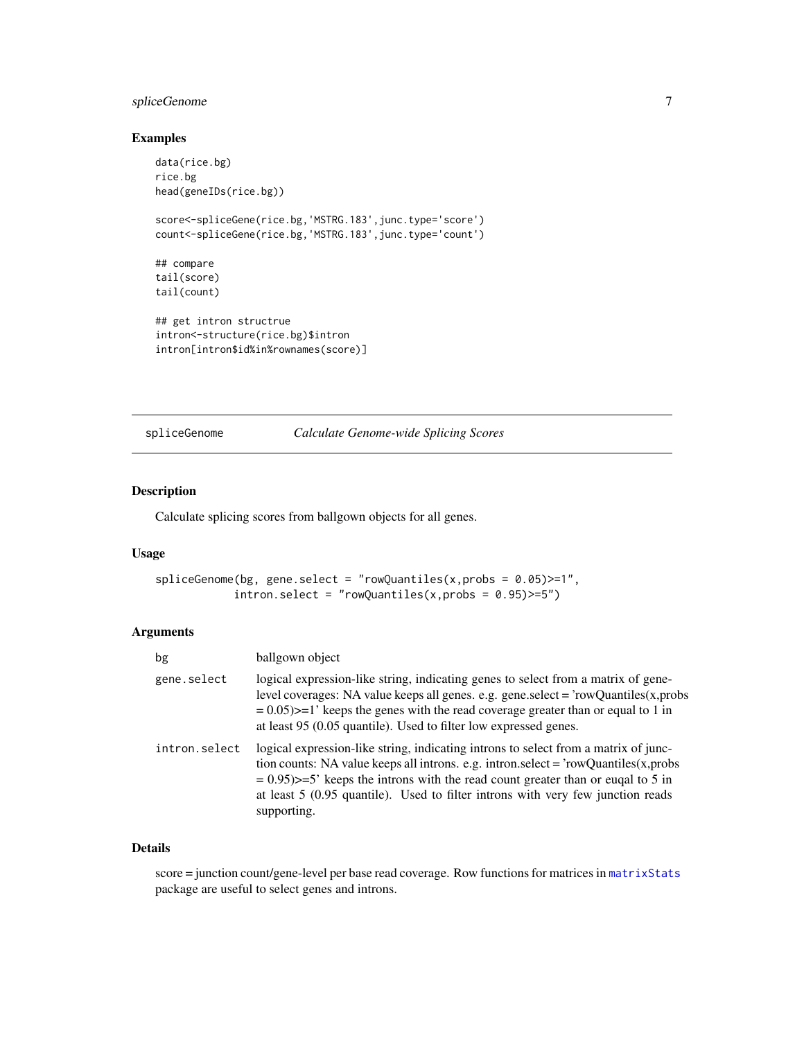## Examples

```
data(rice.bg)
rice.bg
head(geneIDs(rice.bg))

score<-spliceGene(rice.bg,'MSTRG.183',junc.type='score')
count<-spliceGene(rice.bg,'MSTRG.183',junc.type='count')

## compare
tail(score)
tail(count)

## get intron structrue
intron<-structure(rice.bg)$intron
intron[intron$id%in%rownames(score)]
```

---

spliceGenome *Calculate Genome-wide Splicing Scores*

---

## Description

Calculate splicing scores from ballgown objects for all genes.

## Usage

```
spliceGenome(bg, gene.select = "rowQuantiles(x,probs = 0.05)>=1",
           intron.select = "rowQuantiles(x,probs = 0.95)>=5")
```

## Arguments

| | |
|---|---|
| bg | ballgown object |
| gene.select | logical expression-like string, indicating genes to select from a matrix of gene-level coverages: NA value keeps all genes. e.g. gene.select = 'rowQuantiles(x,probs = 0.05)>=1' keeps the genes with the read coverage greater than or equal to 1 in at least 95 (0.05 quantile). Used to filter low expressed genes. |
| intron.select | logical expression-like string, indicating introns to select from a matrix of junction counts: NA value keeps all introns. e.g. intron.select = 'rowQuantiles(x,probs = 0.95)>=5' keeps the introns with the read count greater than or euqal to 5 in at least 5 (0.95 quantile). Used to filter introns with very few junction reads supporting. |

## Details

score = junction count/gene-level per base read coverage. Row functions for matrices in matrixStats package are useful to select genes and introns.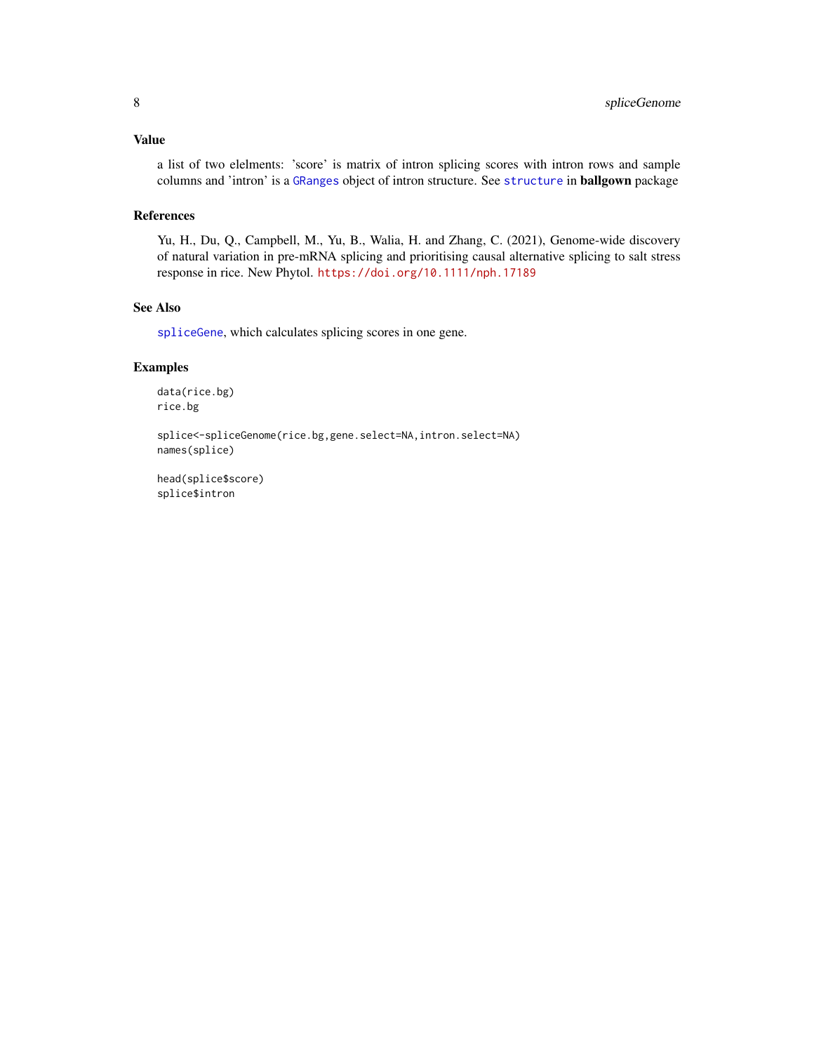### Value

a list of two elelments: 'score' is matrix of intron splicing scores with intron rows and sample columns and 'intron' is a `GRanges` object of intron structure. See `structure` in **ballgown** package

### References

Yu, H., Du, Q., Campbell, M., Yu, B., Walia, H. and Zhang, C. (2021), Genome-wide discovery of natural variation in pre-mRNA splicing and prioritising causal alternative splicing to salt stress response in rice. New Phytol. https://doi.org/10.1111/nph.17189

### See Also

`spliceGene`, which calculates splicing scores in one gene.

### Examples

```
data(rice.bg)
rice.bg

splice<-spliceGenome(rice.bg,gene.select=NA,intron.select=NA)
names(splice)

head(splice$score)
splice$intron
```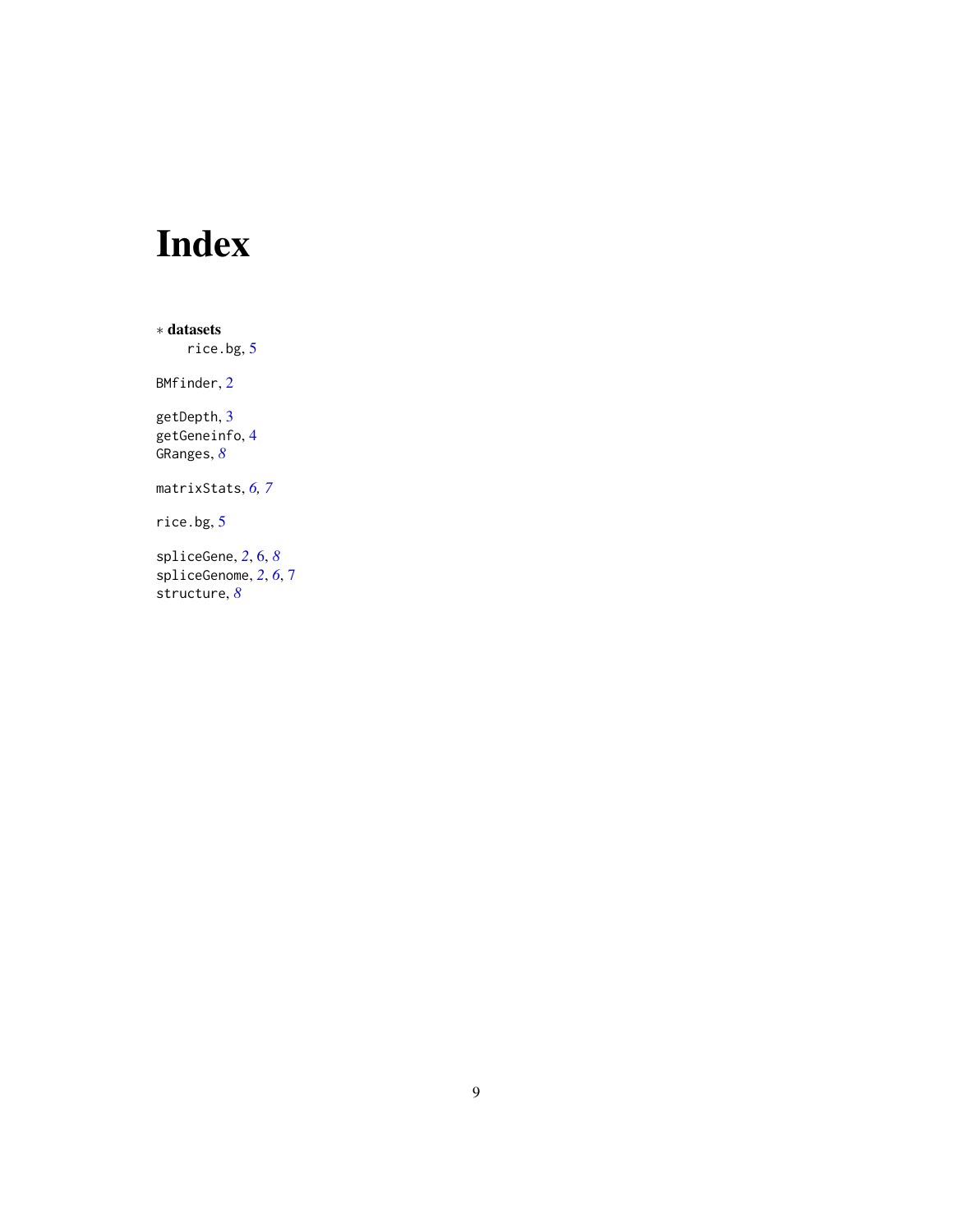# Index

∗ **datasets**
    rice.bg, 5

BMfinder, 2

getDepth, 3
getGeneinfo, 4
GRanges, *8*

matrixStats, *6, 7*

rice.bg, 5

spliceGene, *2*, 6, *8*
spliceGenome, *2*, *6*, 7
structure, *8*